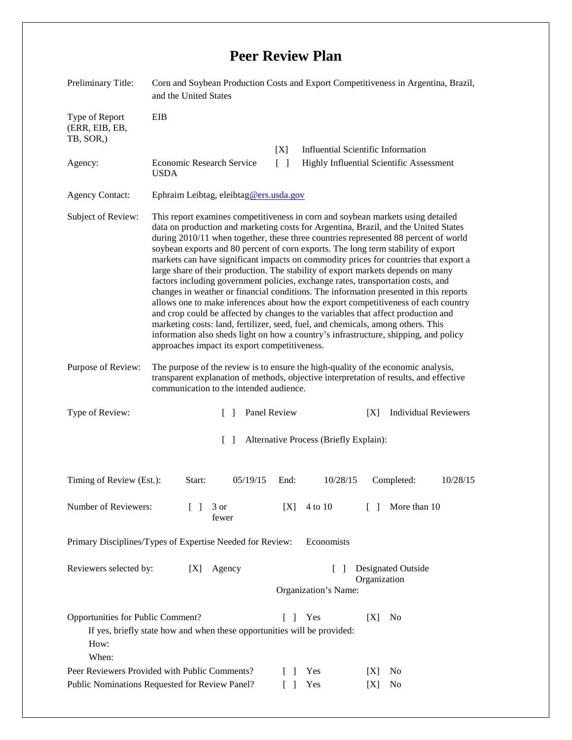# Peer Review Plan

| | |
|---|---|
| Preliminary Title: | Corn and Soybean Production Costs and Export Competitiveness in Argentina, Brazil, and the United States |
| Type of Report (ERR, EIB, EB, TB, SOR,) | EIB |
| Agency: | Economic Research Service USDA |

[X] Influential Scientific Information
[ ] Highly Influential Scientific Assessment

Agency Contact: Ephraim Leibtag, eleibtag@ers.usda.gov

Subject of Review: This report examines competitiveness in corn and soybean markets using detailed data on production and marketing costs for Argentina, Brazil, and the United States during 2010/11 when together, these three countries represented 88 percent of world soybean exports and 80 percent of corn exports. The long term stability of export markets can have significant impacts on commodity prices for countries that export a large share of their production. The stability of export markets depends on many factors including government policies, exchange rates, transportation costs, and changes in weather or financial conditions. The information presented in this reports allows one to make inferences about how the export competitiveness of each country and crop could be affected by changes to the variables that affect production and marketing costs: land, fertilizer, seed, fuel, and chemicals, among others. This information also sheds light on how a country's infrastructure, shipping, and policy approaches impact its export competitiveness.

Purpose of Review: The purpose of the review is to ensure the high-quality of the economic analysis, transparent explanation of methods, objective interpretation of results, and effective communication to the intended audience.

Type of Review: [ ] Panel Review [X] Individual Reviewers

[ ] Alternative Process (Briefly Explain):

Timing of Review (Est.): Start: 05/19/15 End: 10/28/15 Completed: 10/28/15

Number of Reviewers: [ ] 3 or fewer [X] 4 to 10 [ ] More than 10

Primary Disciplines/Types of Expertise Needed for Review: Economists

Reviewers selected by: [X] Agency [ ] Designated Outside Organization

Organization's Name:

Opportunities for Public Comment? [ ] Yes [X] No

If yes, briefly state how and when these opportunities will be provided:

How:

When:

Peer Reviewers Provided with Public Comments? [ ] Yes [X] No

Public Nominations Requested for Review Panel? [ ] Yes [X] No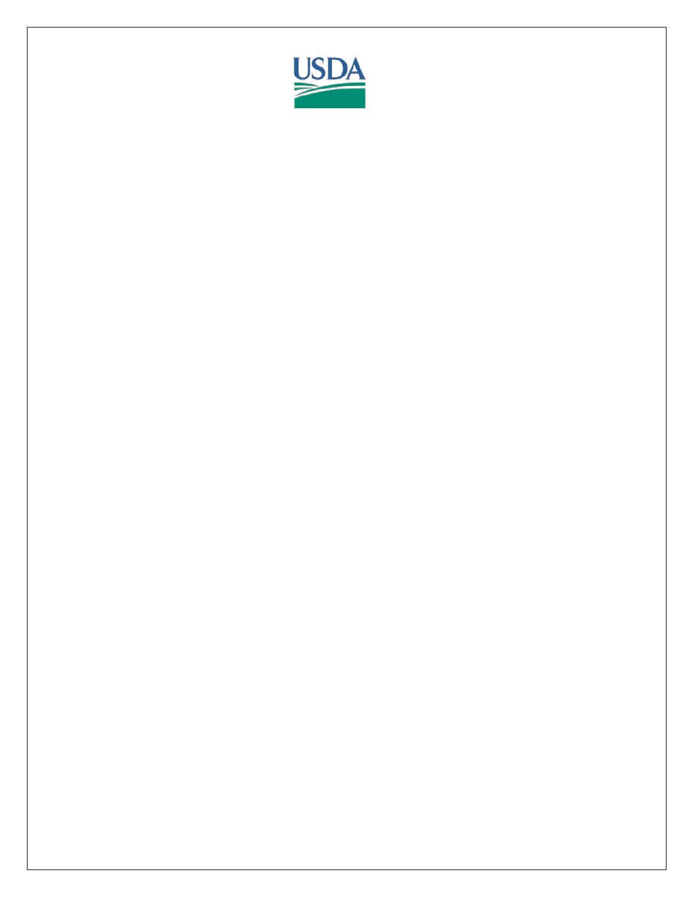USDA